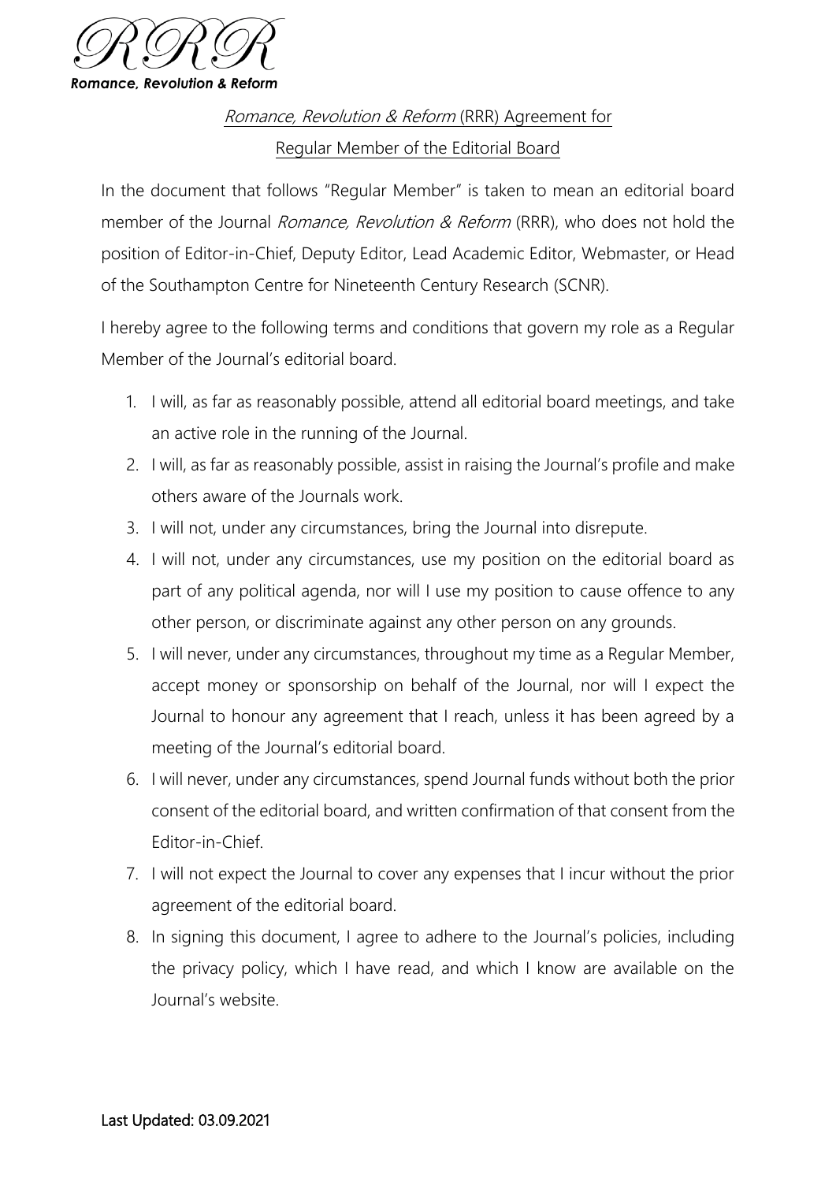RRR

*Romance, Revolution & Reform*

## *Romance, Revolution & Reform* (RRR) Agreement for Regular Member of the Editorial Board

In the document that follows "Regular Member" is taken to mean an editorial board member of the Journal *Romance, Revolution & Reform* (RRR), who does not hold the position of Editor-in-Chief, Deputy Editor, Lead Academic Editor, Webmaster, or Head of the Southampton Centre for Nineteenth Century Research (SCNR).

I hereby agree to the following terms and conditions that govern my role as a Regular Member of the Journal's editorial board.

1. I will, as far as reasonably possible, attend all editorial board meetings, and take an active role in the running of the Journal.
2. I will, as far as reasonably possible, assist in raising the Journal's profile and make others aware of the Journals work.
3. I will not, under any circumstances, bring the Journal into disrepute.
4. I will not, under any circumstances, use my position on the editorial board as part of any political agenda, nor will I use my position to cause offence to any other person, or discriminate against any other person on any grounds.
5. I will never, under any circumstances, throughout my time as a Regular Member, accept money or sponsorship on behalf of the Journal, nor will I expect the Journal to honour any agreement that I reach, unless it has been agreed by a meeting of the Journal's editorial board.
6. I will never, under any circumstances, spend Journal funds without both the prior consent of the editorial board, and written confirmation of that consent from the Editor-in-Chief.
7. I will not expect the Journal to cover any expenses that I incur without the prior agreement of the editorial board.
8. In signing this document, I agree to adhere to the Journal's policies, including the privacy policy, which I have read, and which I know are available on the Journal's website.

Last Updated: 03.09.2021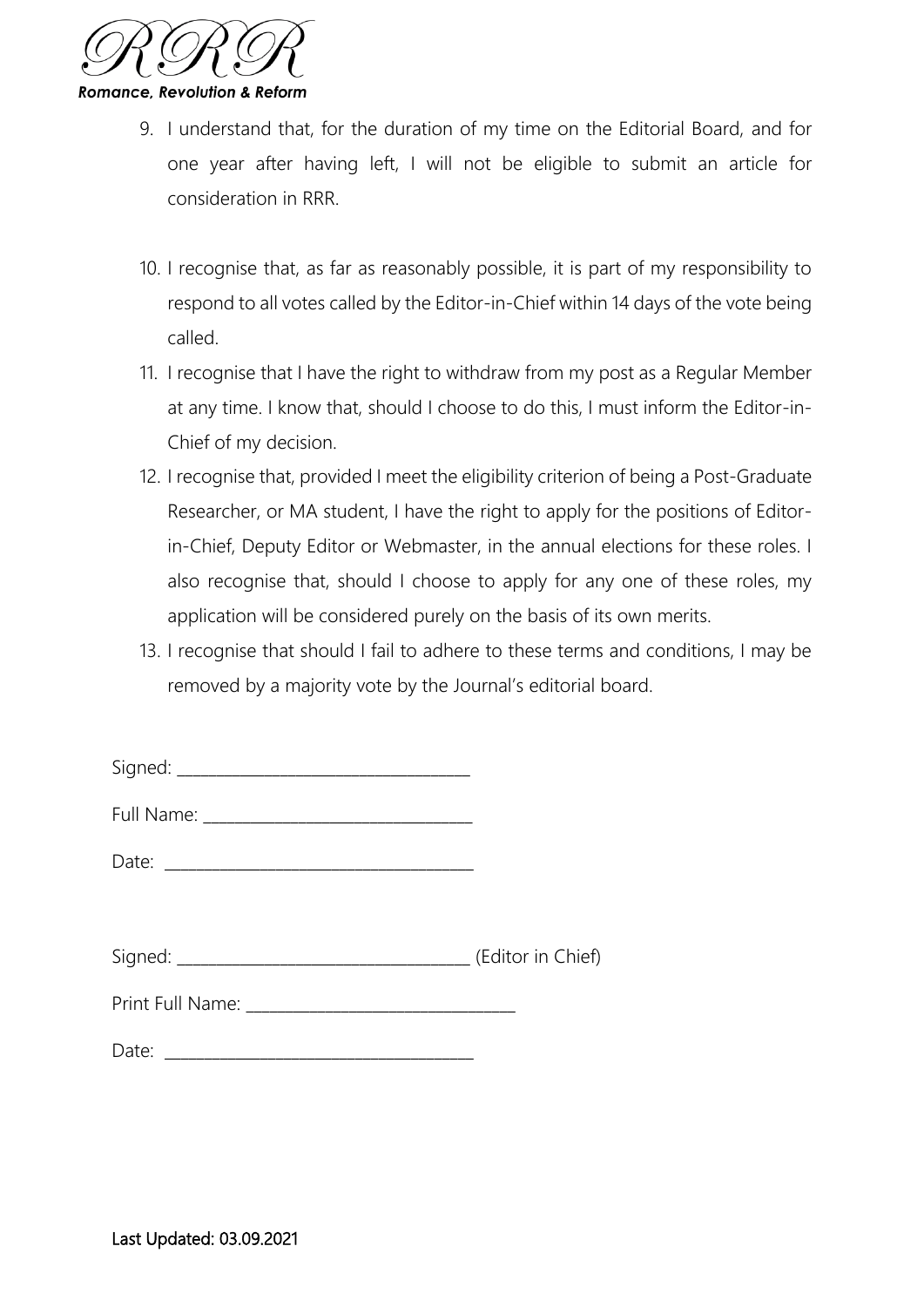9. I understand that, for the duration of my time on the Editorial Board, and for one year after having left, I will not be eligible to submit an article for consideration in RRR.

10. I recognise that, as far as reasonably possible, it is part of my responsibility to respond to all votes called by the Editor-in-Chief within 14 days of the vote being called.
11. I recognise that I have the right to withdraw from my post as a Regular Member at any time. I know that, should I choose to do this, I must inform the Editor-in-Chief of my decision.
12. I recognise that, provided I meet the eligibility criterion of being a Post-Graduate Researcher, or MA student, I have the right to apply for the positions of Editor-in-Chief, Deputy Editor or Webmaster, in the annual elections for these roles. I also recognise that, should I choose to apply for any one of these roles, my application will be considered purely on the basis of its own merits.
13. I recognise that should I fail to adhere to these terms and conditions, I may be removed by a majority vote by the Journal's editorial board.

Signed: ___________________________________

Full Name: ________________________________

Date: _____________________________________

Signed: ___________________________________ (Editor in Chief)

Print Full Name: ________________________________

Date: _____________________________________

Last Updated: 03.09.2021